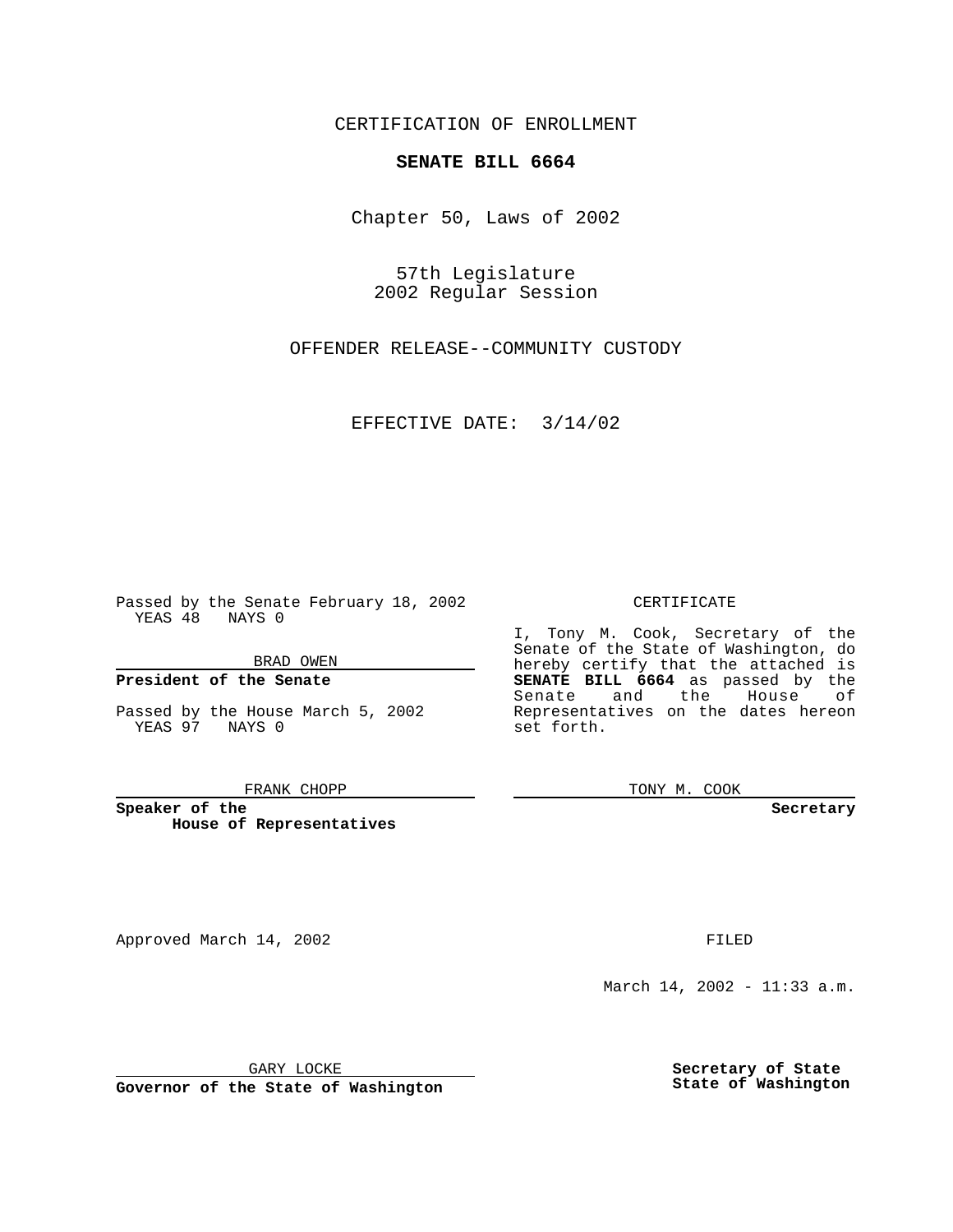CERTIFICATION OF ENROLLMENT

**SENATE BILL 6664**

Chapter 50, Laws of 2002

57th Legislature
2002 Regular Session

OFFENDER RELEASE--COMMUNITY CUSTODY

EFFECTIVE DATE: 3/14/02

Passed by the Senate February 18, 2002
YEAS 48 NAYS 0

BRAD OWEN

**President of the Senate**

Passed by the House March 5, 2002
YEAS 97 NAYS 0

FRANK CHOPP

**Speaker of the House of Representatives**

CERTIFICATE

I, Tony M. Cook, Secretary of the Senate of the State of Washington, do hereby certify that the attached is **SENATE BILL 6664** as passed by the Senate and the House of Representatives on the dates hereon set forth.

TONY M. COOK

**Secretary**

Approved March 14, 2002

GARY LOCKE

**Governor of the State of Washington**

FILED

March 14, 2002 - 11:33 a.m.

**Secretary of State**
**State of Washington**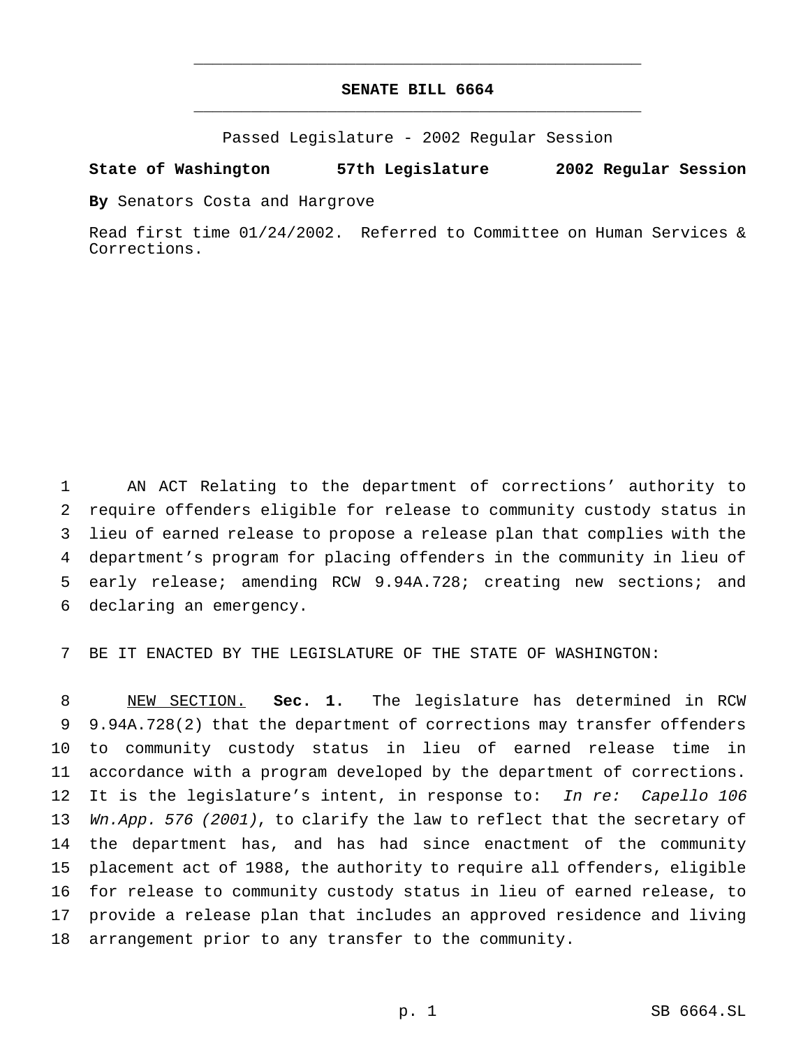# SENATE BILL 6664

Passed Legislature - 2002 Regular Session

**State of Washington 57th Legislature 2002 Regular Session**

**By** Senators Costa and Hargrove

Read first time 01/24/2002. Referred to Committee on Human Services & Corrections.

AN ACT Relating to the department of corrections' authority to require offenders eligible for release to community custody status in lieu of earned release to propose a release plan that complies with the department's program for placing offenders in the community in lieu of early release; amending RCW 9.94A.728; creating new sections; and declaring an emergency.

BE IT ENACTED BY THE LEGISLATURE OF THE STATE OF WASHINGTON:

NEW SECTION. **Sec. 1.** The legislature has determined in RCW 9.94A.728(2) that the department of corrections may transfer offenders to community custody status in lieu of earned release time in accordance with a program developed by the department of corrections. It is the legislature's intent, in response to: *In re: Capello 106 Wn.App. 576 (2001)*, to clarify the law to reflect that the secretary of the department has, and has had since enactment of the community placement act of 1988, the authority to require all offenders, eligible for release to community custody status in lieu of earned release, to provide a release plan that includes an approved residence and living arrangement prior to any transfer to the community.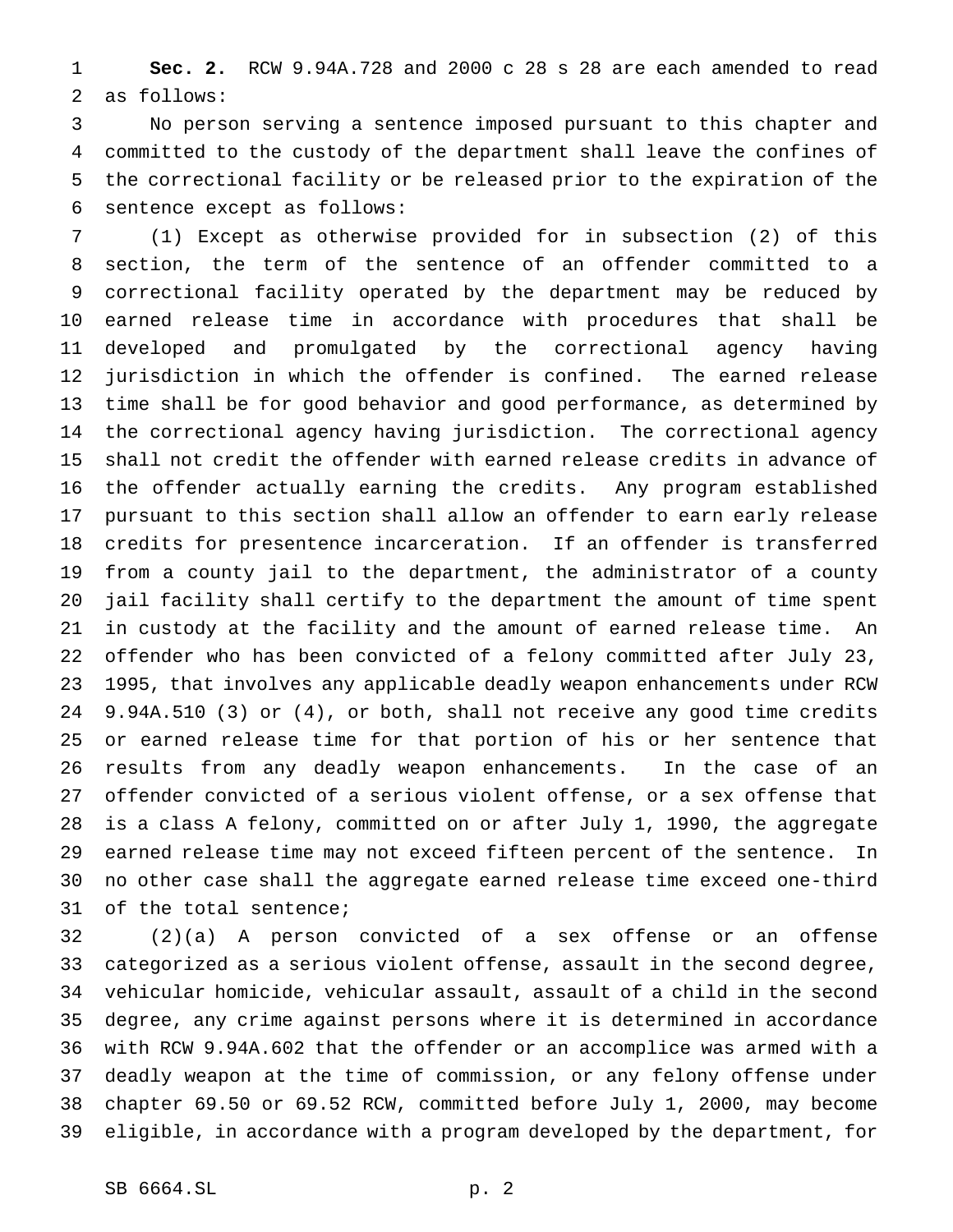**Sec. 2.** RCW 9.94A.728 and 2000 c 28 s 28 are each amended to read as follows:

No person serving a sentence imposed pursuant to this chapter and committed to the custody of the department shall leave the confines of the correctional facility or be released prior to the expiration of the sentence except as follows:

(1) Except as otherwise provided for in subsection (2) of this section, the term of the sentence of an offender committed to a correctional facility operated by the department may be reduced by earned release time in accordance with procedures that shall be developed and promulgated by the correctional agency having jurisdiction in which the offender is confined. The earned release time shall be for good behavior and good performance, as determined by the correctional agency having jurisdiction. The correctional agency shall not credit the offender with earned release credits in advance of the offender actually earning the credits. Any program established pursuant to this section shall allow an offender to earn early release credits for presentence incarceration. If an offender is transferred from a county jail to the department, the administrator of a county jail facility shall certify to the department the amount of time spent in custody at the facility and the amount of earned release time. An offender who has been convicted of a felony committed after July 23, 1995, that involves any applicable deadly weapon enhancements under RCW 9.94A.510 (3) or (4), or both, shall not receive any good time credits or earned release time for that portion of his or her sentence that results from any deadly weapon enhancements. In the case of an offender convicted of a serious violent offense, or a sex offense that is a class A felony, committed on or after July 1, 1990, the aggregate earned release time may not exceed fifteen percent of the sentence. In no other case shall the aggregate earned release time exceed one-third of the total sentence;

(2)(a) A person convicted of a sex offense or an offense categorized as a serious violent offense, assault in the second degree, vehicular homicide, vehicular assault, assault of a child in the second degree, any crime against persons where it is determined in accordance with RCW 9.94A.602 that the offender or an accomplice was armed with a deadly weapon at the time of commission, or any felony offense under chapter 69.50 or 69.52 RCW, committed before July 1, 2000, may become eligible, in accordance with a program developed by the department, for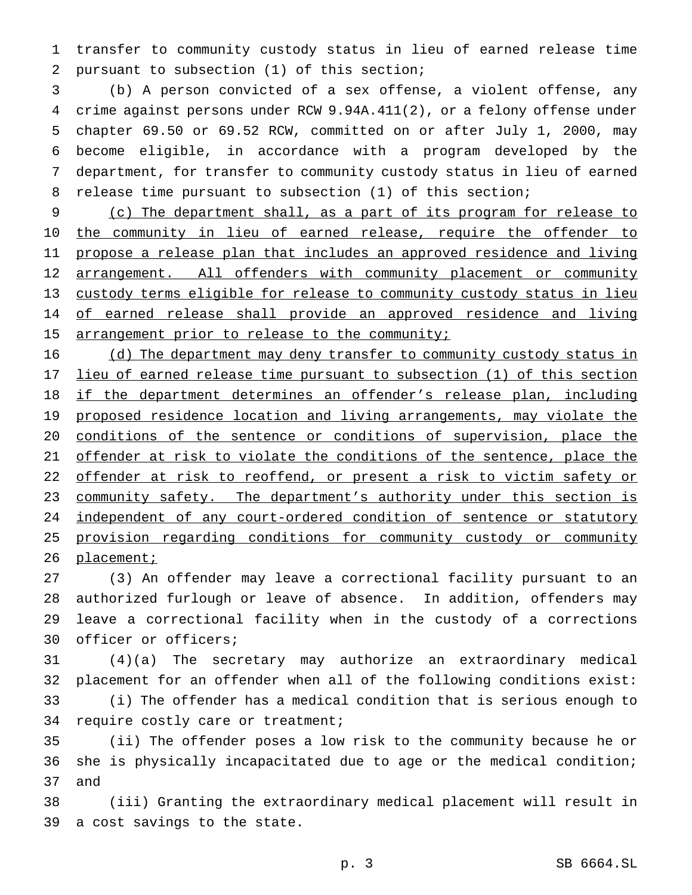transfer to community custody status in lieu of earned release time pursuant to subsection (1) of this section;

(b) A person convicted of a sex offense, a violent offense, any crime against persons under RCW 9.94A.411(2), or a felony offense under chapter 69.50 or 69.52 RCW, committed on or after July 1, 2000, may become eligible, in accordance with a program developed by the department, for transfer to community custody status in lieu of earned release time pursuant to subsection (1) of this section;

<u>(c) The department shall, as a part of its program for release to the community in lieu of earned release, require the offender to propose a release plan that includes an approved residence and living arrangement. All offenders with community placement or community custody terms eligible for release to community custody status in lieu of earned release shall provide an approved residence and living arrangement prior to release to the community;</u>

<u>(d) The department may deny transfer to community custody status in lieu of earned release time pursuant to subsection (1) of this section if the department determines an offender's release plan, including proposed residence location and living arrangements, may violate the conditions of the sentence or conditions of supervision, place the offender at risk to violate the conditions of the sentence, place the offender at risk to reoffend, or present a risk to victim safety or community safety. The department's authority under this section is independent of any court-ordered condition of sentence or statutory provision regarding conditions for community custody or community placement;</u>

(3) An offender may leave a correctional facility pursuant to an authorized furlough or leave of absence. In addition, offenders may leave a correctional facility when in the custody of a corrections officer or officers;

(4)(a) The secretary may authorize an extraordinary medical placement for an offender when all of the following conditions exist:

(i) The offender has a medical condition that is serious enough to require costly care or treatment;

(ii) The offender poses a low risk to the community because he or she is physically incapacitated due to age or the medical condition; and

(iii) Granting the extraordinary medical placement will result in a cost savings to the state.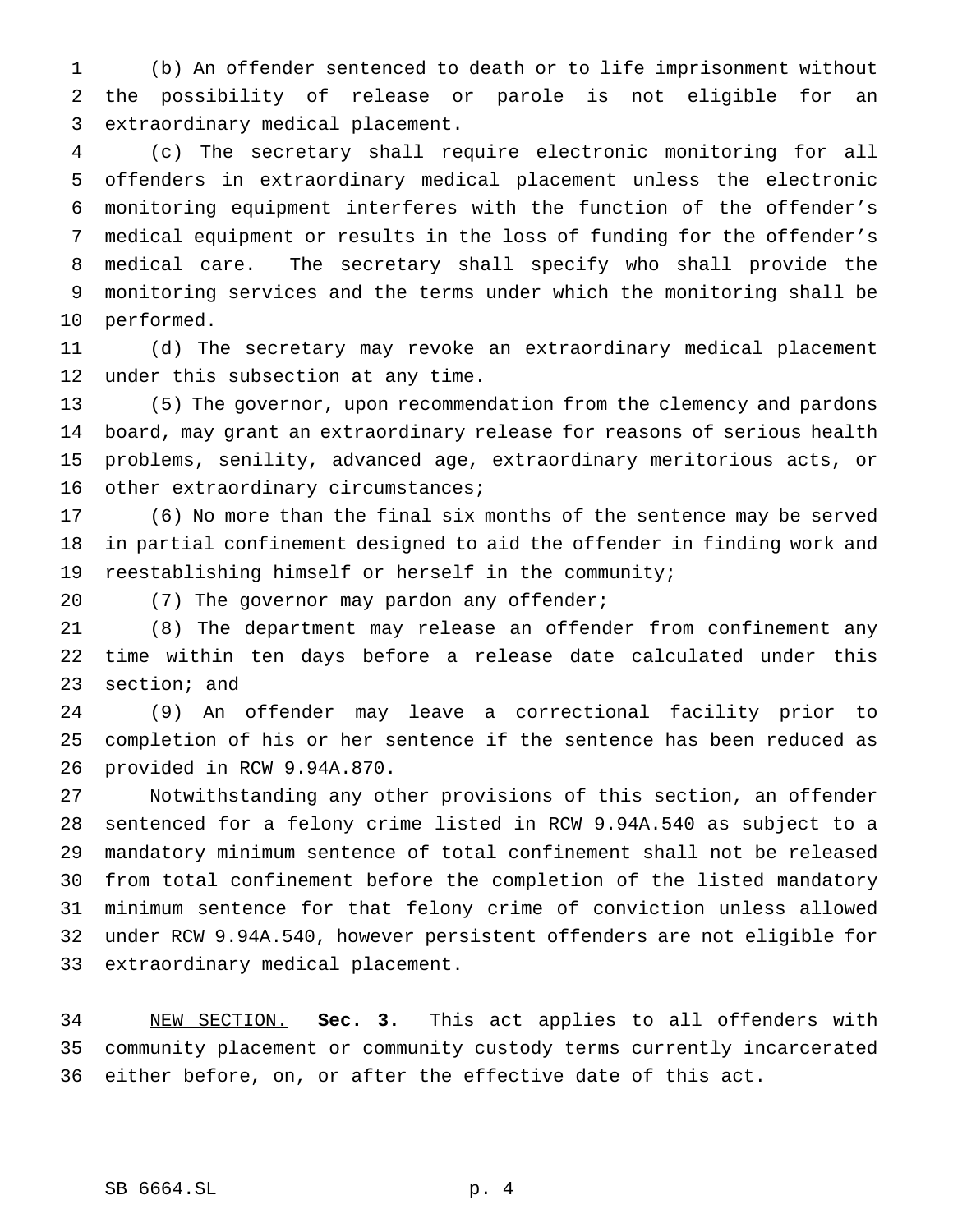(b) An offender sentenced to death or to life imprisonment without the possibility of release or parole is not eligible for an extraordinary medical placement.

(c) The secretary shall require electronic monitoring for all offenders in extraordinary medical placement unless the electronic monitoring equipment interferes with the function of the offender's medical equipment or results in the loss of funding for the offender's medical care. The secretary shall specify who shall provide the monitoring services and the terms under which the monitoring shall be performed.

(d) The secretary may revoke an extraordinary medical placement under this subsection at any time.

(5) The governor, upon recommendation from the clemency and pardons board, may grant an extraordinary release for reasons of serious health problems, senility, advanced age, extraordinary meritorious acts, or other extraordinary circumstances;

(6) No more than the final six months of the sentence may be served in partial confinement designed to aid the offender in finding work and reestablishing himself or herself in the community;

(7) The governor may pardon any offender;

(8) The department may release an offender from confinement any time within ten days before a release date calculated under this section; and

(9) An offender may leave a correctional facility prior to completion of his or her sentence if the sentence has been reduced as provided in RCW 9.94A.870.

Notwithstanding any other provisions of this section, an offender sentenced for a felony crime listed in RCW 9.94A.540 as subject to a mandatory minimum sentence of total confinement shall not be released from total confinement before the completion of the listed mandatory minimum sentence for that felony crime of conviction unless allowed under RCW 9.94A.540, however persistent offenders are not eligible for extraordinary medical placement.

NEW SECTION. **Sec. 3.** This act applies to all offenders with community placement or community custody terms currently incarcerated either before, on, or after the effective date of this act.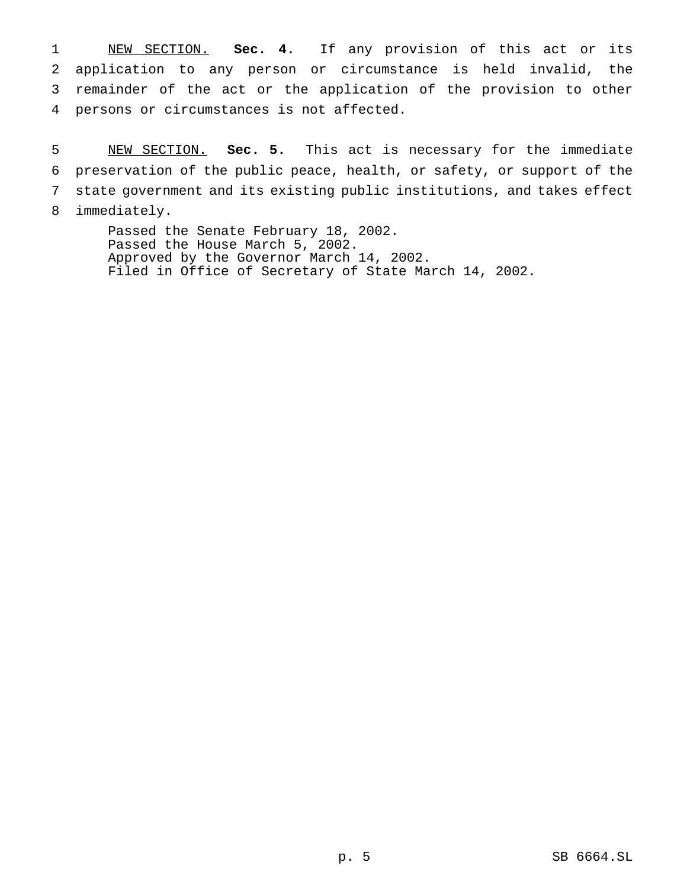NEW SECTION. **Sec. 4.** If any provision of this act or its application to any person or circumstance is held invalid, the remainder of the act or the application of the provision to other persons or circumstances is not affected.

NEW SECTION. **Sec. 5.** This act is necessary for the immediate preservation of the public peace, health, or safety, or support of the state government and its existing public institutions, and takes effect immediately.

Passed the Senate February 18, 2002.
Passed the House March 5, 2002.
Approved by the Governor March 14, 2002.
Filed in Office of Secretary of State March 14, 2002.